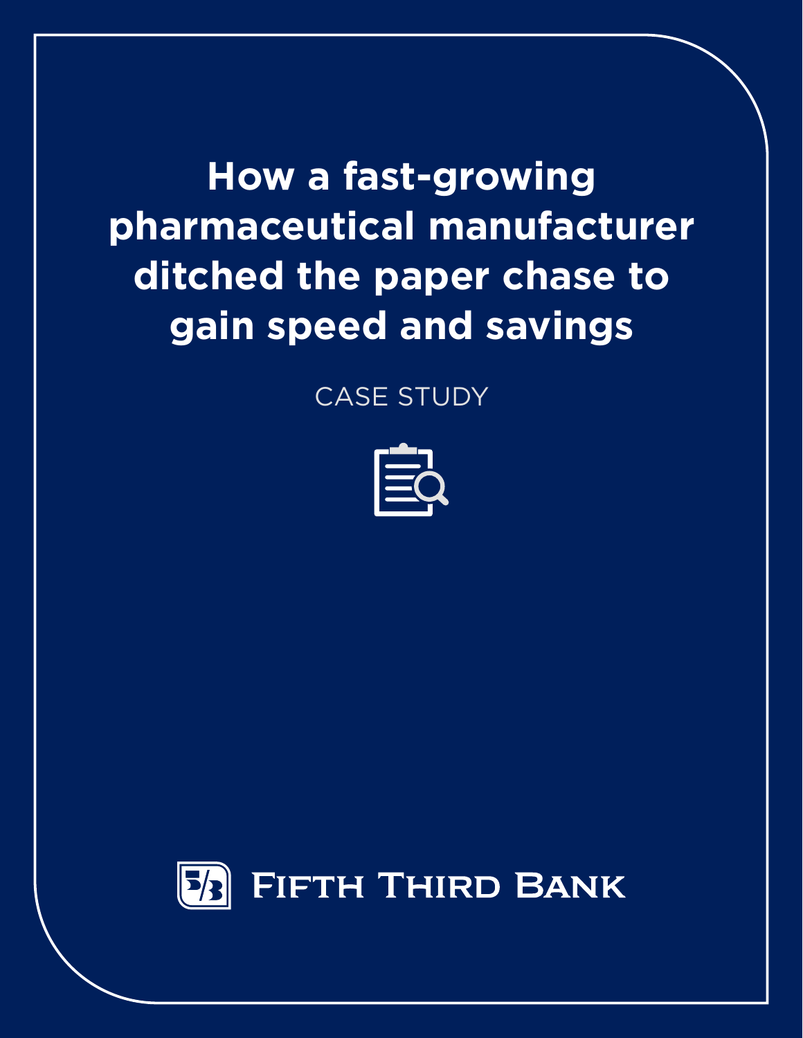# How a fast-growing pharmaceutical manufacturer ditched the paper chase to gain speed and savings

CASE STUDY

Fifth Third Bank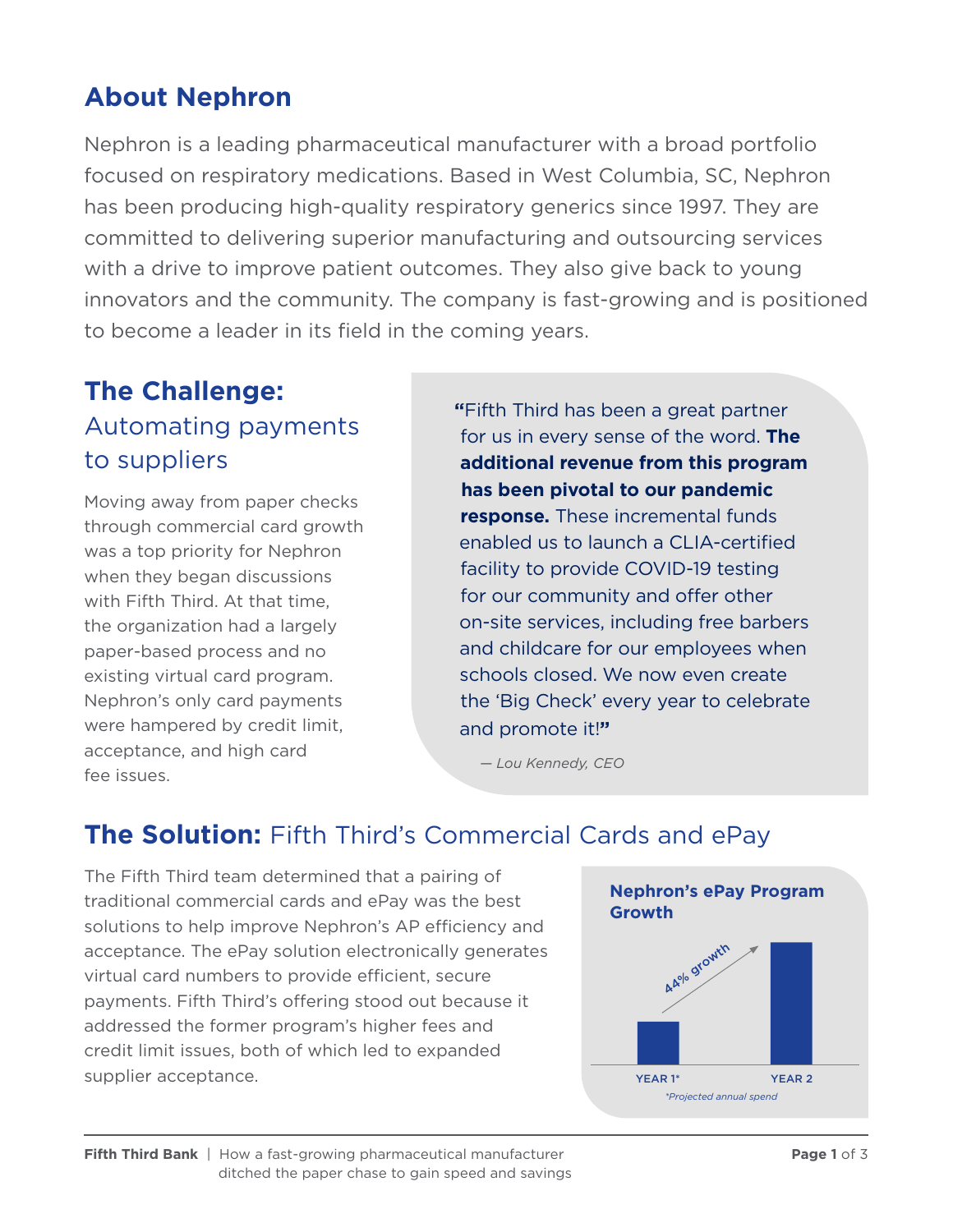## About Nephron

Nephron is a leading pharmaceutical manufacturer with a broad portfolio focused on respiratory medications. Based in West Columbia, SC, Nephron has been producing high-quality respiratory generics since 1997. They are committed to delivering superior manufacturing and outsourcing services with a drive to improve patient outcomes. They also give back to young innovators and the community. The company is fast-growing and is positioned to become a leader in its field in the coming years.

## The Challenge: Automating payments to suppliers

Moving away from paper checks through commercial card growth was a top priority for Nephron when they began discussions with Fifth Third. At that time, the organization had a largely paper-based process and no existing virtual card program. Nephron's only card payments were hampered by credit limit, acceptance, and high card fee issues.

> "Fifth Third has been a great partner for us in every sense of the word. **The additional revenue from this program has been pivotal to our pandemic response.** These incremental funds enabled us to launch a CLIA-certified facility to provide COVID-19 testing for our community and offer other on-site services, including free barbers and childcare for our employees when schools closed. We now even create the 'Big Check' every year to celebrate and promote it!"
>
> *— Lou Kennedy, CEO*

## The Solution: Fifth Third's Commercial Cards and ePay

The Fifth Third team determined that a pairing of traditional commercial cards and ePay was the best solutions to help improve Nephron's AP efficiency and acceptance. The ePay solution electronically generates virtual card numbers to provide efficient, secure payments. Fifth Third's offering stood out because it addressed the former program's higher fees and credit limit issues, both of which led to expanded supplier acceptance.

**Nephron's ePay Program Growth**

44% growth

YEAR 1* | YEAR 2

*\*Projected annual spend*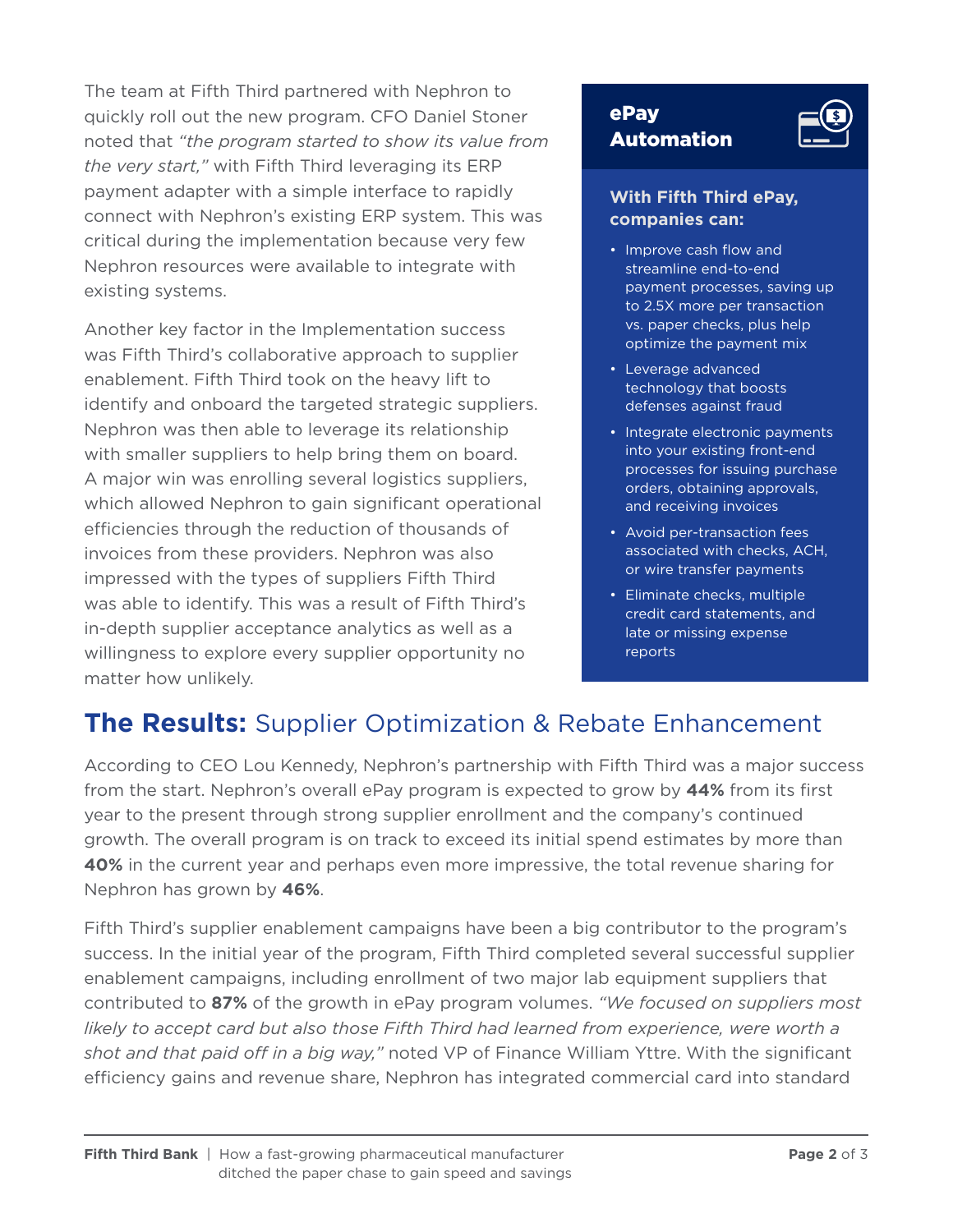The team at Fifth Third partnered with Nephron to quickly roll out the new program. CFO Daniel Stoner noted that *"the program started to show its value from the very start,"* with Fifth Third leveraging its ERP payment adapter with a simple interface to rapidly connect with Nephron's existing ERP system. This was critical during the implementation because very few Nephron resources were available to integrate with existing systems.

Another key factor in the Implementation success was Fifth Third's collaborative approach to supplier enablement. Fifth Third took on the heavy lift to identify and onboard the targeted strategic suppliers. Nephron was then able to leverage its relationship with smaller suppliers to help bring them on board. A major win was enrolling several logistics suppliers, which allowed Nephron to gain significant operational efficiencies through the reduction of thousands of invoices from these providers. Nephron was also impressed with the types of suppliers Fifth Third was able to identify. This was a result of Fifth Third's in-depth supplier acceptance analytics as well as a willingness to explore every supplier opportunity no matter how unlikely.

### ePay Automation

**With Fifth Third ePay, companies can:**

- Improve cash flow and streamline end-to-end payment processes, saving up to 2.5X more per transaction vs. paper checks, plus help optimize the payment mix
- Leverage advanced technology that boosts defenses against fraud
- Integrate electronic payments into your existing front-end processes for issuing purchase orders, obtaining approvals, and receiving invoices
- Avoid per-transaction fees associated with checks, ACH, or wire transfer payments
- Eliminate checks, multiple credit card statements, and late or missing expense reports

## **The Results:** Supplier Optimization & Rebate Enhancement

According to CEO Lou Kennedy, Nephron's partnership with Fifth Third was a major success from the start. Nephron's overall ePay program is expected to grow by **44%** from its first year to the present through strong supplier enrollment and the company's continued growth. The overall program is on track to exceed its initial spend estimates by more than **40%** in the current year and perhaps even more impressive, the total revenue sharing for Nephron has grown by **46%**.

Fifth Third's supplier enablement campaigns have been a big contributor to the program's success. In the initial year of the program, Fifth Third completed several successful supplier enablement campaigns, including enrollment of two major lab equipment suppliers that contributed to **87%** of the growth in ePay program volumes. *"We focused on suppliers most likely to accept card but also those Fifth Third had learned from experience, were worth a shot and that paid off in a big way,"* noted VP of Finance William Yttre. With the significant efficiency gains and revenue share, Nephron has integrated commercial card into standard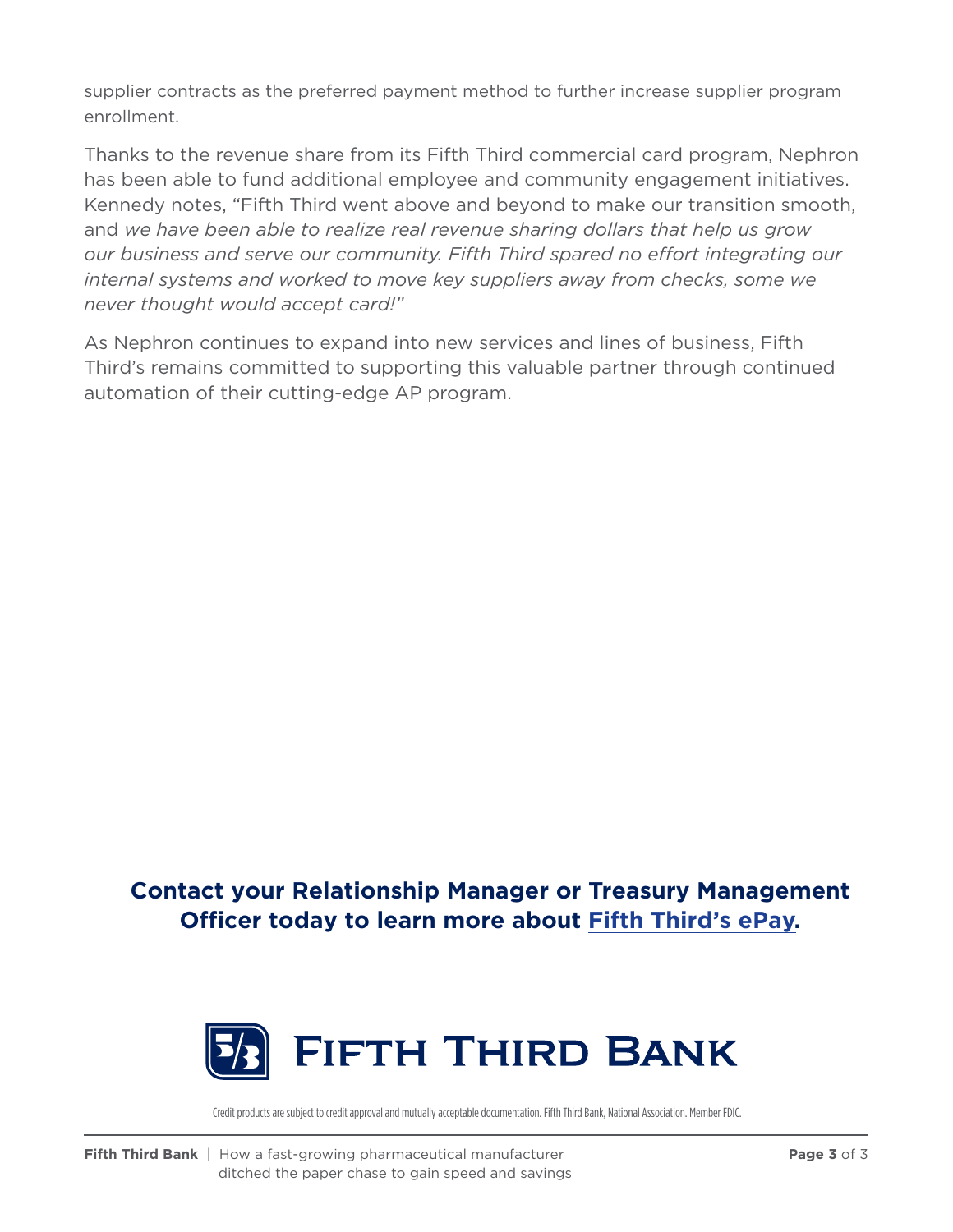supplier contracts as the preferred payment method to further increase supplier program enrollment.

Thanks to the revenue share from its Fifth Third commercial card program, Nephron has been able to fund additional employee and community engagement initiatives. Kennedy notes, "Fifth Third went above and beyond to make our transition smooth, and *we have been able to realize real revenue sharing dollars that help us grow our business and serve our community. Fifth Third spared no effort integrating our internal systems and worked to move key suppliers away from checks, some we never thought would accept card!"*

As Nephron continues to expand into new services and lines of business, Fifth Third's remains committed to supporting this valuable partner through continued automation of their cutting-edge AP program.

**Contact your Relationship Manager or Treasury Management Officer today to learn more about Fifth Third's ePay.**

FIFTH THIRD BANK

Credit products are subject to credit approval and mutually acceptable documentation. Fifth Third Bank, National Association. Member FDIC.